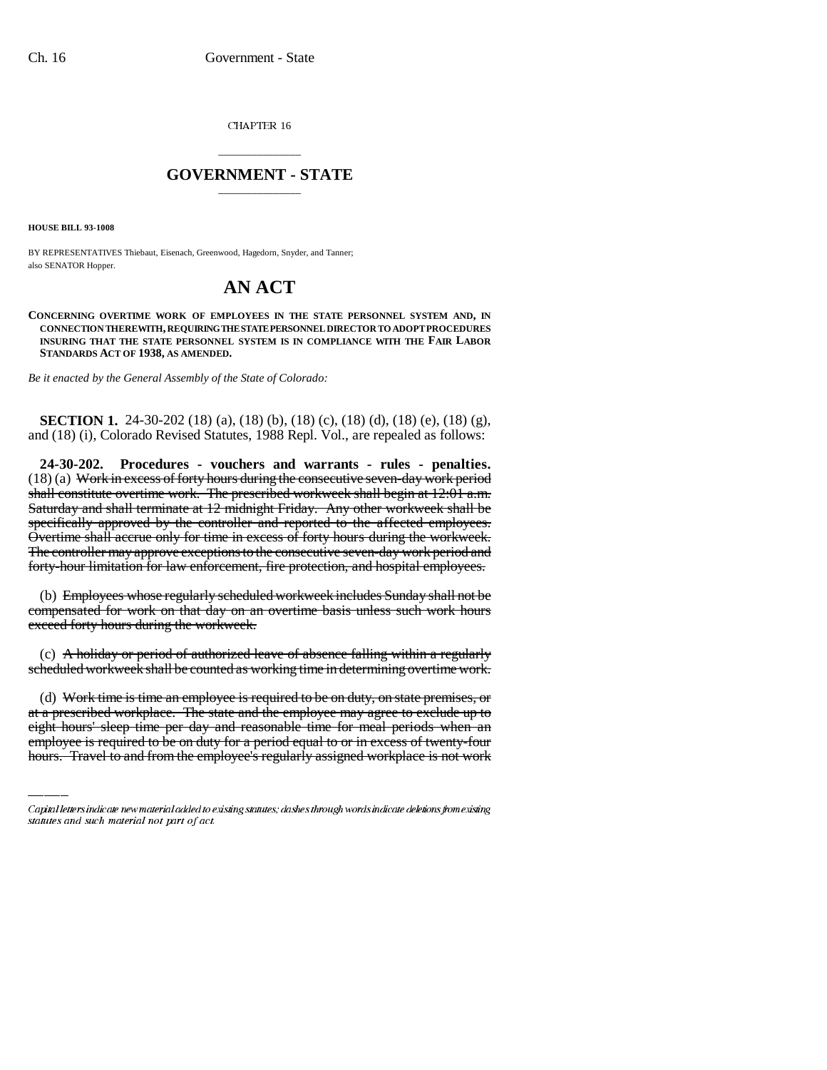CHAPTER 16

# GOVERNMENT - STATE

**HOUSE BILL 93-1008**

BY REPRESENTATIVES Thiebaut, Eisenach, Greenwood, Hagedorn, Snyder, and Tanner; also SENATOR Hopper.

# AN ACT

**CONCERNING OVERTIME WORK OF EMPLOYEES IN THE STATE PERSONNEL SYSTEM AND, IN CONNECTION THEREWITH, REQUIRING THE STATE PERSONNEL DIRECTOR TO ADOPT PROCEDURES INSURING THAT THE STATE PERSONNEL SYSTEM IS IN COMPLIANCE WITH THE FAIR LABOR STANDARDS ACT OF 1938, AS AMENDED.**

*Be it enacted by the General Assembly of the State of Colorado:*

**SECTION 1.** 24-30-202 (18) (a), (18) (b), (18) (c), (18) (d), (18) (e), (18) (g), and (18) (i), Colorado Revised Statutes, 1988 Repl. Vol., are repealed as follows:

**24-30-202. Procedures - vouchers and warrants - rules - penalties.** (18) (a) ~~Work in excess of forty hours during the consecutive seven-day work period shall constitute overtime work. The prescribed workweek shall begin at 12:01 a.m. Saturday and shall terminate at 12 midnight Friday. Any other workweek shall be specifically approved by the controller and reported to the affected employees. Overtime shall accrue only for time in excess of forty hours during the workweek. The controller may approve exceptions to the consecutive seven-day work period and forty-hour limitation for law enforcement, fire protection, and hospital employees.~~

(b) ~~Employees whose regularly scheduled workweek includes Sunday shall not be compensated for work on that day on an overtime basis unless such work hours exceed forty hours during the workweek.~~

(c) ~~A holiday or period of authorized leave of absence falling within a regularly scheduled workweek shall be counted as working time in determining overtime work.~~

(d) ~~Work time is time an employee is required to be on duty, on state premises, or at a prescribed workplace. The state and the employee may agree to exclude up to eight hours' sleep time per day and reasonable time for meal periods when an employee is required to be on duty for a period equal to or in excess of twenty-four hours. Travel to and from the employee's regularly assigned workplace is not work~~

---

*Capital letters indicate new material added to existing statutes; dashes through words indicate deletions from existing statutes and such material not part of act.*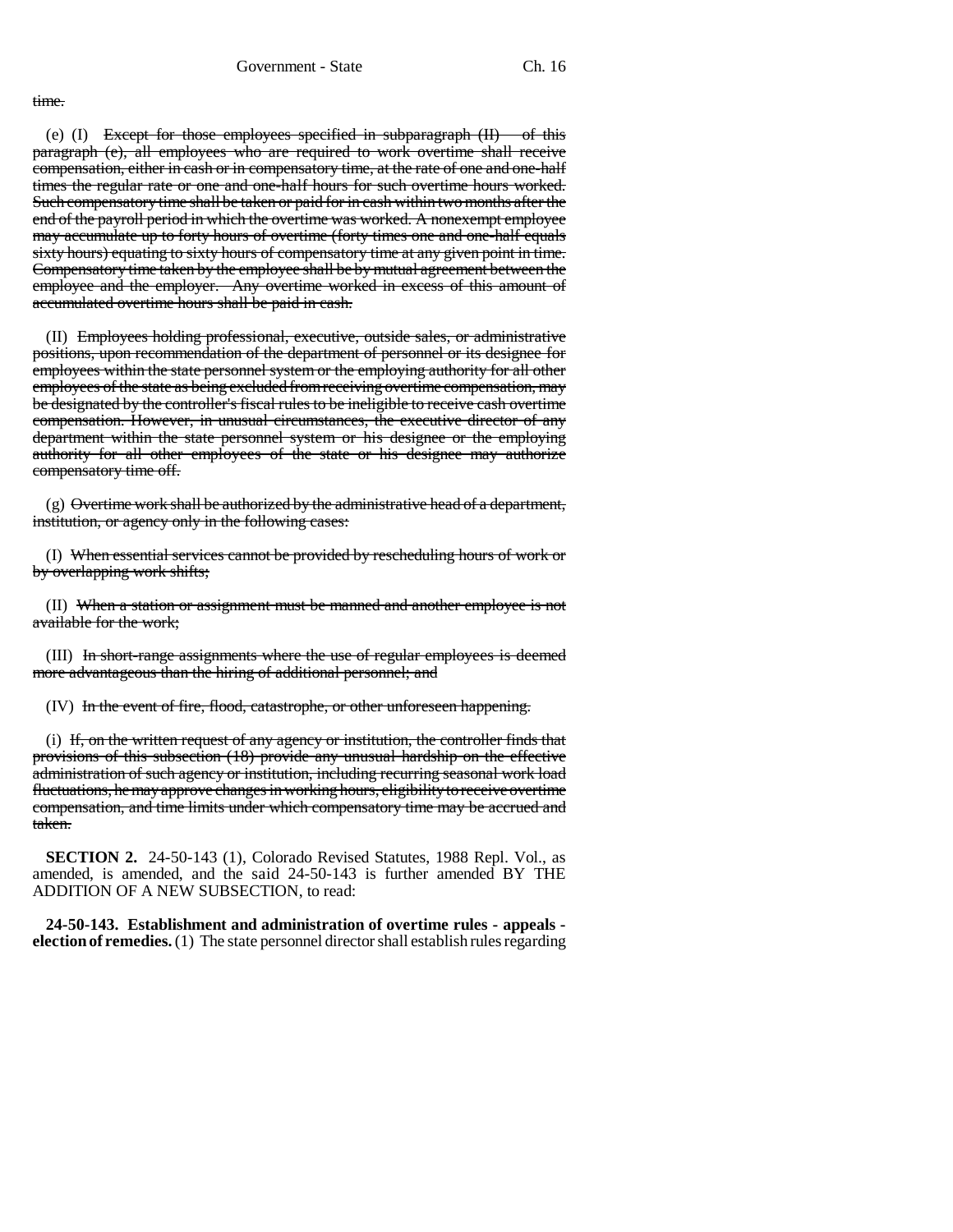time.

(e) (I) ~~Except for those employees specified in subparagraph (II) of this paragraph (e), all employees who are required to work overtime shall receive compensation, either in cash or in compensatory time, at the rate of one and one-half times the regular rate or one and one-half hours for such overtime hours worked. Such compensatory time shall be taken or paid for in cash within two months after the end of the payroll period in which the overtime was worked. A nonexempt employee may accumulate up to forty hours of overtime (forty times one and one-half equals sixty hours) equating to sixty hours of compensatory time at any given point in time. Compensatory time taken by the employee shall be by mutual agreement between the employee and the employer. Any overtime worked in excess of this amount of accumulated overtime hours shall be paid in cash.~~

(II) ~~Employees holding professional, executive, outside sales, or administrative positions, upon recommendation of the department of personnel or its designee for employees within the state personnel system or the employing authority for all other employees of the state as being excluded from receiving overtime compensation, may be designated by the controller's fiscal rules to be ineligible to receive cash overtime compensation. However, in unusual circumstances, the executive director of any department within the state personnel system or his designee or the employing authority for all other employees of the state or his designee may authorize compensatory time off.~~

(g) ~~Overtime work shall be authorized by the administrative head of a department, institution, or agency only in the following cases:~~

(I) ~~When essential services cannot be provided by rescheduling hours of work or by overlapping work shifts;~~

(II) ~~When a station or assignment must be manned and another employee is not available for the work;~~

(III) ~~In short-range assignments where the use of regular employees is deemed more advantageous than the hiring of additional personnel; and~~

(IV) ~~In the event of fire, flood, catastrophe, or other unforeseen happening.~~

(i) ~~If, on the written request of any agency or institution, the controller finds that provisions of this subsection (18) provide any unusual hardship on the effective administration of such agency or institution, including recurring seasonal work load fluctuations, he may approve changes in working hours, eligibility to receive overtime compensation, and time limits under which compensatory time may be accrued and taken.~~

**SECTION 2.** 24-50-143 (1), Colorado Revised Statutes, 1988 Repl. Vol., as amended, is amended, and the said 24-50-143 is further amended BY THE ADDITION OF A NEW SUBSECTION, to read:

**24-50-143. Establishment and administration of overtime rules - appeals - election of remedies.** (1) The state personnel director shall establish rules regarding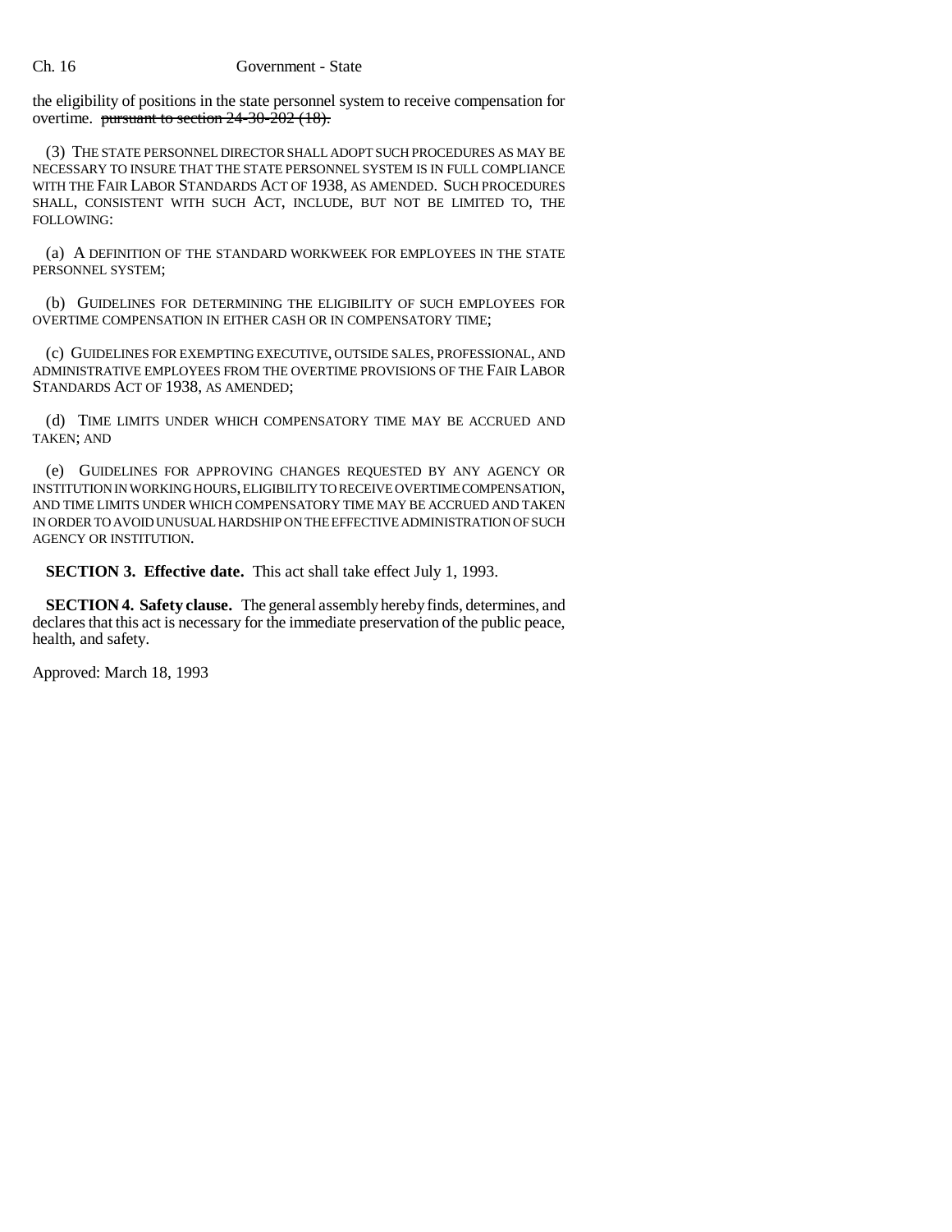the eligibility of positions in the state personnel system to receive compensation for overtime. ~~pursuant to section 24-50-202 (18).~~

(3) THE STATE PERSONNEL DIRECTOR SHALL ADOPT SUCH PROCEDURES AS MAY BE NECESSARY TO INSURE THAT THE STATE PERSONNEL SYSTEM IS IN FULL COMPLIANCE WITH THE FAIR LABOR STANDARDS ACT OF 1938, AS AMENDED. SUCH PROCEDURES SHALL, CONSISTENT WITH SUCH ACT, INCLUDE, BUT NOT BE LIMITED TO, THE FOLLOWING:

(a) A DEFINITION OF THE STANDARD WORKWEEK FOR EMPLOYEES IN THE STATE PERSONNEL SYSTEM;

(b) GUIDELINES FOR DETERMINING THE ELIGIBILITY OF SUCH EMPLOYEES FOR OVERTIME COMPENSATION IN EITHER CASH OR IN COMPENSATORY TIME;

(c) GUIDELINES FOR EXEMPTING EXECUTIVE, OUTSIDE SALES, PROFESSIONAL, AND ADMINISTRATIVE EMPLOYEES FROM THE OVERTIME PROVISIONS OF THE FAIR LABOR STANDARDS ACT OF 1938, AS AMENDED;

(d) TIME LIMITS UNDER WHICH COMPENSATORY TIME MAY BE ACCRUED AND TAKEN; AND

(e) GUIDELINES FOR APPROVING CHANGES REQUESTED BY ANY AGENCY OR INSTITUTION IN WORKING HOURS, ELIGIBILITY TO RECEIVE OVERTIME COMPENSATION, AND TIME LIMITS UNDER WHICH COMPENSATORY TIME MAY BE ACCRUED AND TAKEN IN ORDER TO AVOID UNUSUAL HARDSHIP ON THE EFFECTIVE ADMINISTRATION OF SUCH AGENCY OR INSTITUTION.

**SECTION 3. Effective date.** This act shall take effect July 1, 1993.

**SECTION 4. Safety clause.** The general assembly hereby finds, determines, and declares that this act is necessary for the immediate preservation of the public peace, health, and safety.

Approved: March 18, 1993